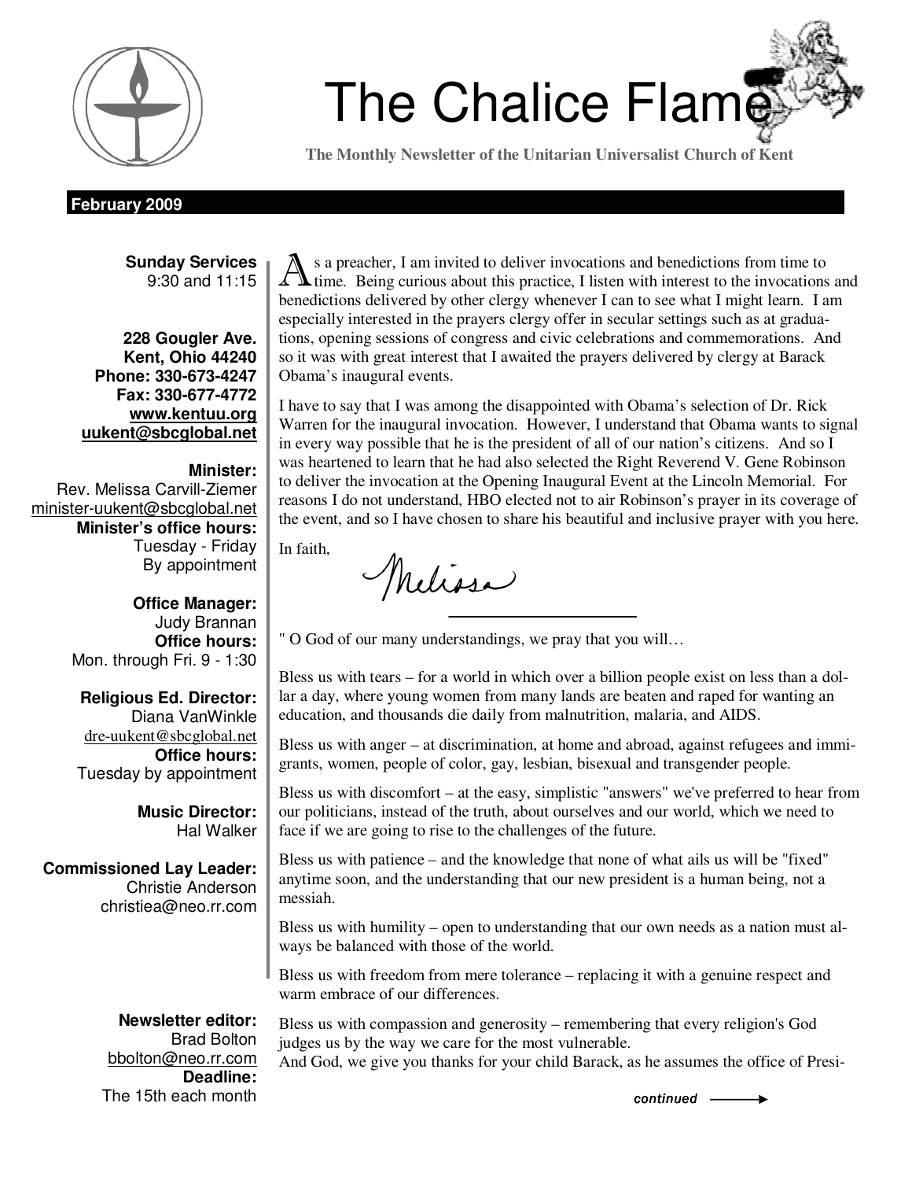# The Chalice Flame

**The Monthly Newsletter of the Unitarian Universalist Church of Kent**

**February 2009**

**Sunday Services**
9:30 and 11:15

**228 Gougler Ave.**
**Kent, Ohio 44240**
**Phone: 330-673-4247**
**Fax: 330-677-4772**
**www.kentuu.org**
**uukent@sbcglobal.net**

**Minister:**
Rev. Melissa Carvill-Ziemer
minister-uukent@sbcglobal.net
**Minister's office hours:**
Tuesday - Friday
By appointment

**Office Manager:**
Judy Brannan
**Office hours:**
Mon. through Fri. 9 - 1:30

**Religious Ed. Director:**
Diana VanWinkle
dre-uukent@sbcglobal.net
**Office hours:**
Tuesday by appointment

**Music Director:**
Hal Walker

**Commissioned Lay Leader:**
Christie Anderson
christiea@neo.rr.com

**Newsletter editor:**
Brad Bolton
bbolton@neo.rr.com
**Deadline:**
The 15th each month

As a preacher, I am invited to deliver invocations and benedictions from time to time. Being curious about this practice, I listen with interest to the invocations and benedictions delivered by other clergy whenever I can to see what I might learn. I am especially interested in the prayers clergy offer in secular settings such as at graduations, opening sessions of congress and civic celebrations and commemorations. And so it was with great interest that I awaited the prayers delivered by clergy at Barack Obama's inaugural events.

I have to say that I was among the disappointed with Obama's selection of Dr. Rick Warren for the inaugural invocation. However, I understand that Obama wants to signal in every way possible that he is the president of all of our nation's citizens. And so I was heartened to learn that he had also selected the Right Reverend V. Gene Robinson to deliver the invocation at the Opening Inaugural Event at the Lincoln Memorial. For reasons I do not understand, HBO elected not to air Robinson's prayer in its coverage of the event, and so I have chosen to share his beautiful and inclusive prayer with you here.

In faith,

Melissa

---

" O God of our many understandings, we pray that you will…

Bless us with tears – for a world in which over a billion people exist on less than a dollar a day, where young women from many lands are beaten and raped for wanting an education, and thousands die daily from malnutrition, malaria, and AIDS.

Bless us with anger – at discrimination, at home and abroad, against refugees and immigrants, women, people of color, gay, lesbian, bisexual and transgender people.

Bless us with discomfort – at the easy, simplistic "answers" we've preferred to hear from our politicians, instead of the truth, about ourselves and our world, which we need to face if we are going to rise to the challenges of the future.

Bless us with patience – and the knowledge that none of what ails us will be "fixed" anytime soon, and the understanding that our new president is a human being, not a messiah.

Bless us with humility – open to understanding that our own needs as a nation must always be balanced with those of the world.

Bless us with freedom from mere tolerance – replacing it with a genuine respect and warm embrace of our differences.

Bless us with compassion and generosity – remembering that every religion's God judges us by the way we care for the most vulnerable.
And God, we give you thanks for your child Barack, as he assumes the office of Presi-

*continued* ⟶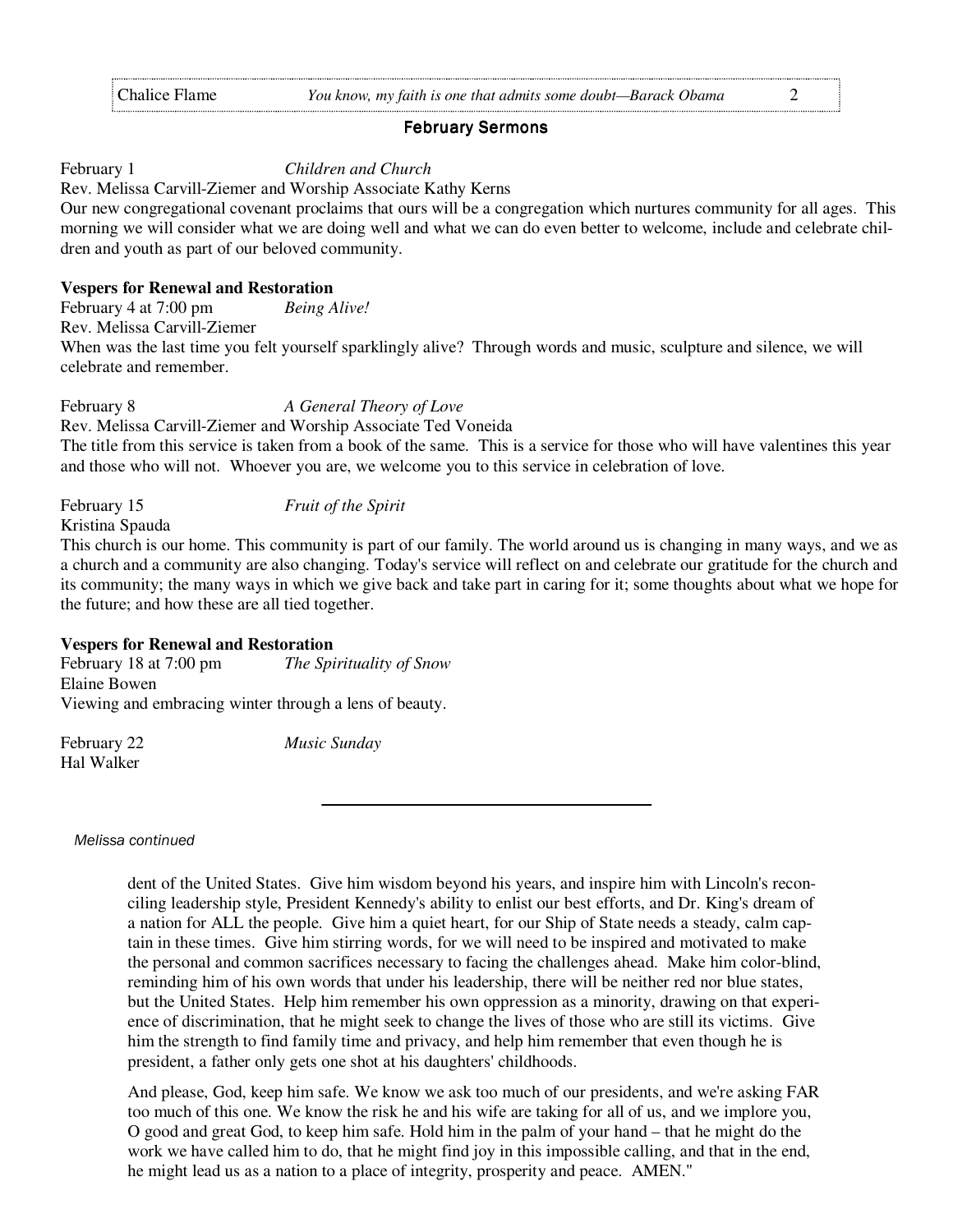## February Sermons

February 1 *Children and Church*
Rev. Melissa Carvill-Ziemer and Worship Associate Kathy Kerns
Our new congregational covenant proclaims that ours will be a congregation which nurtures community for all ages. This morning we will consider what we are doing well and what we can do even better to welcome, include and celebrate children and youth as part of our beloved community.

**Vespers for Renewal and Restoration**
February 4 at 7:00 pm *Being Alive!*
Rev. Melissa Carvill-Ziemer
When was the last time you felt yourself sparklingly alive? Through words and music, sculpture and silence, we will celebrate and remember.

February 8 *A General Theory of Love*
Rev. Melissa Carvill-Ziemer and Worship Associate Ted Voneida
The title from this service is taken from a book of the same. This is a service for those who will have valentines this year and those who will not. Whoever you are, we welcome you to this service in celebration of love.

February 15 *Fruit of the Spirit*
Kristina Spauda
This church is our home. This community is part of our family. The world around us is changing in many ways, and we as a church and a community are also changing. Today's service will reflect on and celebrate our gratitude for the church and its community; the many ways in which we give back and take part in caring for it; some thoughts about what we hope for the future; and how these are all tied together.

**Vespers for Renewal and Restoration**
February 18 at 7:00 pm *The Spirituality of Snow*
Elaine Bowen
Viewing and embracing winter through a lens of beauty.

February 22 *Music Sunday*
Hal Walker

---

*Melissa continued*

dent of the United States. Give him wisdom beyond his years, and inspire him with Lincoln's reconciling leadership style, President Kennedy's ability to enlist our best efforts, and Dr. King's dream of a nation for ALL the people. Give him a quiet heart, for our Ship of State needs a steady, calm captain in these times. Give him stirring words, for we will need to be inspired and motivated to make the personal and common sacrifices necessary to facing the challenges ahead. Make him color-blind, reminding him of his own words that under his leadership, there will be neither red nor blue states, but the United States. Help him remember his own oppression as a minority, drawing on that experience of discrimination, that he might seek to change the lives of those who are still its victims. Give him the strength to find family time and privacy, and help him remember that even though he is president, a father only gets one shot at his daughters' childhoods.

And please, God, keep him safe. We know we ask too much of our presidents, and we're asking FAR too much of this one. We know the risk he and his wife are taking for all of us, and we implore you, O good and great God, to keep him safe. Hold him in the palm of your hand – that he might do the work we have called him to do, that he might find joy in this impossible calling, and that in the end, he might lead us as a nation to a place of integrity, prosperity and peace. AMEN."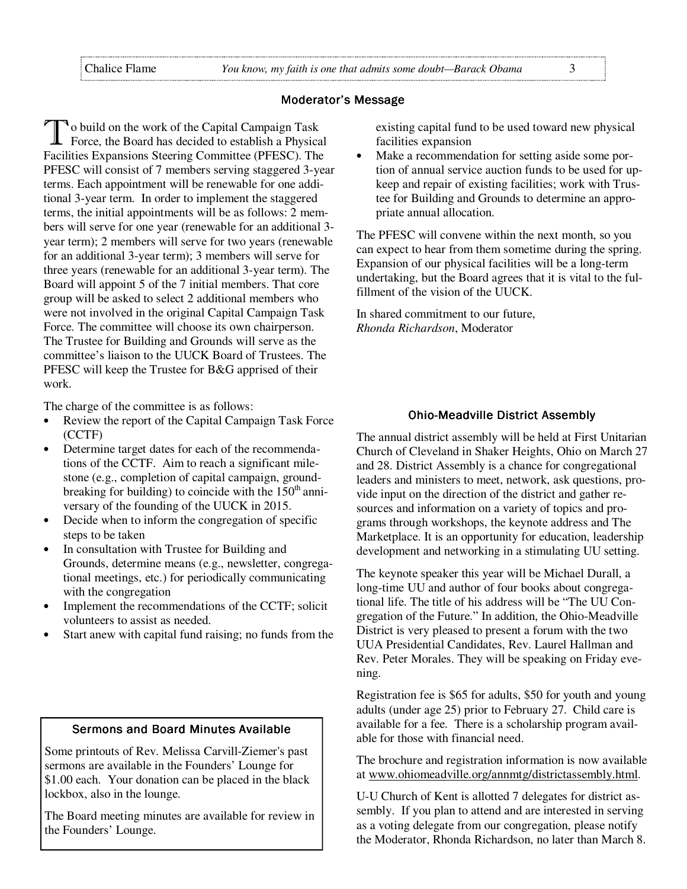## Moderator's Message

To build on the work of the Capital Campaign Task Force, the Board has decided to establish a Physical Facilities Expansions Steering Committee (PFESC). The PFESC will consist of 7 members serving staggered 3-year terms. Each appointment will be renewable for one additional 3-year term. In order to implement the staggered terms, the initial appointments will be as follows: 2 members will serve for one year (renewable for an additional 3-year term); 2 members will serve for two years (renewable for an additional 3-year term); 3 members will serve for three years (renewable for an additional 3-year term). The Board will appoint 5 of the 7 initial members. That core group will be asked to select 2 additional members who were not involved in the original Capital Campaign Task Force. The committee will choose its own chairperson. The Trustee for Building and Grounds will serve as the committee's liaison to the UUCK Board of Trustees. The PFESC will keep the Trustee for B&G apprised of their work.

The charge of the committee is as follows:

- Review the report of the Capital Campaign Task Force (CCTF)
- Determine target dates for each of the recommendations of the CCTF. Aim to reach a significant milestone (e.g., completion of capital campaign, groundbreaking for building) to coincide with the 150th anniversary of the founding of the UUCK in 2015.
- Decide when to inform the congregation of specific steps to be taken
- In consultation with Trustee for Building and Grounds, determine means (e.g., newsletter, congregational meetings, etc.) for periodically communicating with the congregation
- Implement the recommendations of the CCTF; solicit volunteers to assist as needed.
- Start anew with capital fund raising; no funds from the existing capital fund to be used toward new physical facilities expansion
- Make a recommendation for setting aside some portion of annual service auction funds to be used for upkeep and repair of existing facilities; work with Trustee for Building and Grounds to determine an appropriate annual allocation.

The PFESC will convene within the next month, so you can expect to hear from them sometime during the spring. Expansion of our physical facilities will be a long-term undertaking, but the Board agrees that it is vital to the fulfillment of the vision of the UUCK.

In shared commitment to our future,
*Rhonda Richardson*, Moderator

## Sermons and Board Minutes Available

Some printouts of Rev. Melissa Carvill-Ziemer's past sermons are available in the Founders' Lounge for $1.00 each. Your donation can be placed in the black lockbox, also in the lounge.

The Board meeting minutes are available for review in the Founders' Lounge.

## Ohio-Meadville District Assembly

The annual district assembly will be held at First Unitarian Church of Cleveland in Shaker Heights, Ohio on March 27 and 28. District Assembly is a chance for congregational leaders and ministers to meet, network, ask questions, provide input on the direction of the district and gather resources and information on a variety of topics and programs through workshops, the keynote address and The Marketplace. It is an opportunity for education, leadership development and networking in a stimulating UU setting.

The keynote speaker this year will be Michael Durall, a long-time UU and author of four books about congregational life. The title of his address will be "The UU Congregation of the Future." In addition, the Ohio-Meadville District is very pleased to present a forum with the two UUA Presidential Candidates, Rev. Laurel Hallman and Rev. Peter Morales. They will be speaking on Friday evening.

Registration fee is $65 for adults, $50 for youth and young adults (under age 25) prior to February 27. Child care is available for a fee. There is a scholarship program available for those with financial need.

The brochure and registration information is now available at www.ohiomeadville.org/annmtg/districtassembly.html.

U-U Church of Kent is allotted 7 delegates for district assembly. If you plan to attend and are interested in serving as a voting delegate from our congregation, please notify the Moderator, Rhonda Richardson, no later than March 8.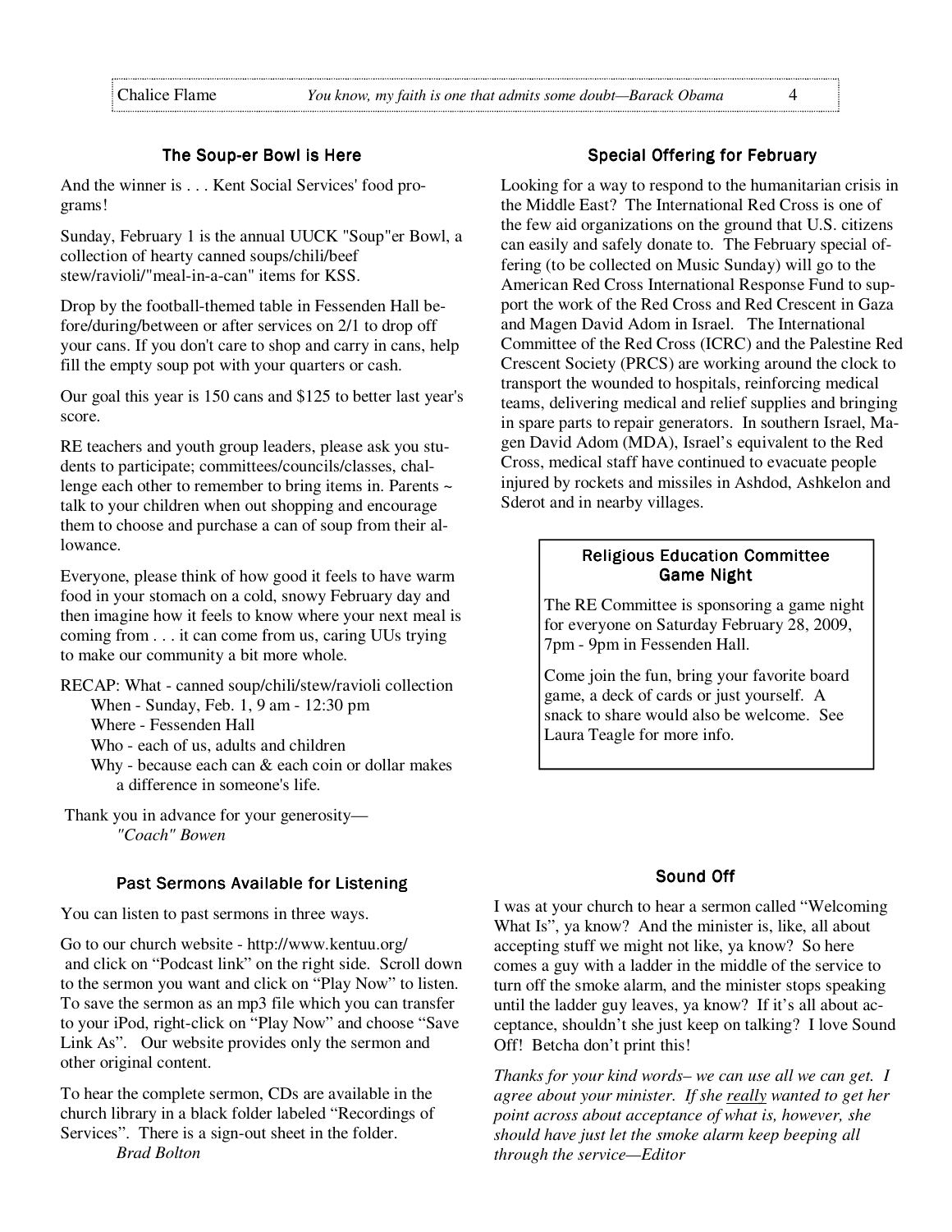## The Soup-er Bowl is Here

And the winner is . . . Kent Social Services' food programs!

Sunday, February 1 is the annual UUCK "Soup"er Bowl, a collection of hearty canned soups/chili/beef stew/ravioli/"meal-in-a-can" items for KSS.

Drop by the football-themed table in Fessenden Hall before/during/between or after services on 2/1 to drop off your cans. If you don't care to shop and carry in cans, help fill the empty soup pot with your quarters or cash.

Our goal this year is 150 cans and $125 to better last year's score.

RE teachers and youth group leaders, please ask you students to participate; committees/councils/classes, challenge each other to remember to bring items in. Parents ~ talk to your children when out shopping and encourage them to choose and purchase a can of soup from their allowance.

Everyone, please think of how good it feels to have warm food in your stomach on a cold, snowy February day and then imagine how it feels to know where your next meal is coming from . . . it can come from us, caring UUs trying to make our community a bit more whole.

RECAP: What - canned soup/chili/stew/ravioli collection
When - Sunday, Feb. 1, 9 am - 12:30 pm
Where - Fessenden Hall
Who - each of us, adults and children
Why - because each can & each coin or dollar makes a difference in someone's life.

Thank you in advance for your generosity—
*"Coach" Bowen*

## Past Sermons Available for Listening

You can listen to past sermons in three ways.

Go to our church website - http://www.kentuu.org/ and click on "Podcast link" on the right side. Scroll down to the sermon you want and click on "Play Now" to listen. To save the sermon as an mp3 file which you can transfer to your iPod, right-click on "Play Now" and choose "Save Link As". Our website provides only the sermon and other original content.

To hear the complete sermon, CDs are available in the church library in a black folder labeled "Recordings of Services". There is a sign-out sheet in the folder.
*Brad Bolton*

## Special Offering for February

Looking for a way to respond to the humanitarian crisis in the Middle East? The International Red Cross is one of the few aid organizations on the ground that U.S. citizens can easily and safely donate to. The February special offering (to be collected on Music Sunday) will go to the American Red Cross International Response Fund to support the work of the Red Cross and Red Crescent in Gaza and Magen David Adom in Israel. The International Committee of the Red Cross (ICRC) and the Palestine Red Crescent Society (PRCS) are working around the clock to transport the wounded to hospitals, reinforcing medical teams, delivering medical and relief supplies and bringing in spare parts to repair generators. In southern Israel, Magen David Adom (MDA), Israel's equivalent to the Red Cross, medical staff have continued to evacuate people injured by rockets and missiles in Ashdod, Ashkelon and Sderot and in nearby villages.

## Religious Education Committee Game Night

The RE Committee is sponsoring a game night for everyone on Saturday February 28, 2009, 7pm - 9pm in Fessenden Hall.

Come join the fun, bring your favorite board game, a deck of cards or just yourself. A snack to share would also be welcome. See Laura Teagle for more info.

## Sound Off

I was at your church to hear a sermon called "Welcoming What Is", ya know? And the minister is, like, all about accepting stuff we might not like, ya know? So here comes a guy with a ladder in the middle of the service to turn off the smoke alarm, and the minister stops speaking until the ladder guy leaves, ya know? If it's all about acceptance, shouldn't she just keep on talking? I love Sound Off! Betcha don't print this!

*Thanks for your kind words– we can use all we can get. I agree about your minister. If she <u>really</u> wanted to get her point across about acceptance of what is, however, she should have just let the smoke alarm keep beeping all through the service—Editor*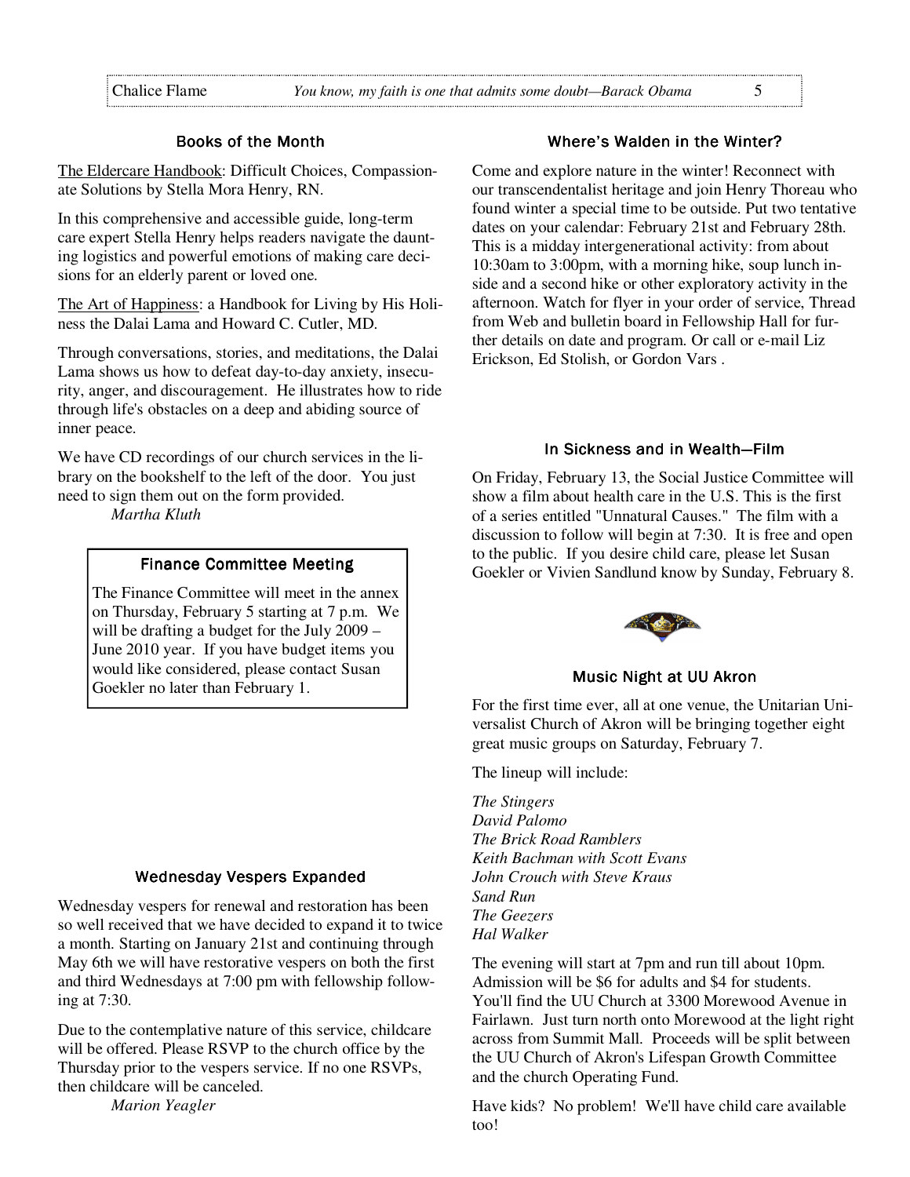### Books of the Month

The Eldercare Handbook: Difficult Choices, Compassionate Solutions by Stella Mora Henry, RN.

In this comprehensive and accessible guide, long-term care expert Stella Henry helps readers navigate the daunting logistics and powerful emotions of making care decisions for an elderly parent or loved one.

The Art of Happiness: a Handbook for Living by His Holiness the Dalai Lama and Howard C. Cutler, MD.

Through conversations, stories, and meditations, the Dalai Lama shows us how to defeat day-to-day anxiety, insecurity, anger, and discouragement. He illustrates how to ride through life's obstacles on a deep and abiding source of inner peace.

We have CD recordings of our church services in the library on the bookshelf to the left of the door. You just need to sign them out on the form provided.

*Martha Kluth*

### Finance Committee Meeting

The Finance Committee will meet in the annex on Thursday, February 5 starting at 7 p.m. We will be drafting a budget for the July 2009 – June 2010 year. If you have budget items you would like considered, please contact Susan Goekler no later than February 1.

### Wednesday Vespers Expanded

Wednesday vespers for renewal and restoration has been so well received that we have decided to expand it to twice a month. Starting on January 21st and continuing through May 6th we will have restorative vespers on both the first and third Wednesdays at 7:00 pm with fellowship following at 7:30.

Due to the contemplative nature of this service, childcare will be offered. Please RSVP to the church office by the Thursday prior to the vespers service. If no one RSVPs, then childcare will be canceled.

*Marion Yeagler*

### Where's Walden in the Winter?

Come and explore nature in the winter! Reconnect with our transcendentalist heritage and join Henry Thoreau who found winter a special time to be outside. Put two tentative dates on your calendar: February 21st and February 28th. This is a midday intergenerational activity: from about 10:30am to 3:00pm, with a morning hike, soup lunch inside and a second hike or other exploratory activity in the afternoon. Watch for flyer in your order of service, Thread from Web and bulletin board in Fellowship Hall for further details on date and program. Or call or e-mail Liz Erickson, Ed Stolish, or Gordon Vars .

### In Sickness and in Wealth—Film

On Friday, February 13, the Social Justice Committee will show a film about health care in the U.S. This is the first of a series entitled "Unnatural Causes." The film with a discussion to follow will begin at 7:30. It is free and open to the public. If you desire child care, please let Susan Goekler or Vivien Sandlund know by Sunday, February 8.

### Music Night at UU Akron

For the first time ever, all at one venue, the Unitarian Universalist Church of Akron will be bringing together eight great music groups on Saturday, February 7.

The lineup will include:

*The Stingers*
*David Palomo*
*The Brick Road Ramblers*
*Keith Bachman with Scott Evans*
*John Crouch with Steve Kraus*
*Sand Run*
*The Geezers*
*Hal Walker*

The evening will start at 7pm and run till about 10pm. Admission will be $6 for adults and $4 for students. You'll find the UU Church at 3300 Morewood Avenue in Fairlawn. Just turn north onto Morewood at the light right across from Summit Mall. Proceeds will be split between the UU Church of Akron's Lifespan Growth Committee and the church Operating Fund.

Have kids? No problem! We'll have child care available too!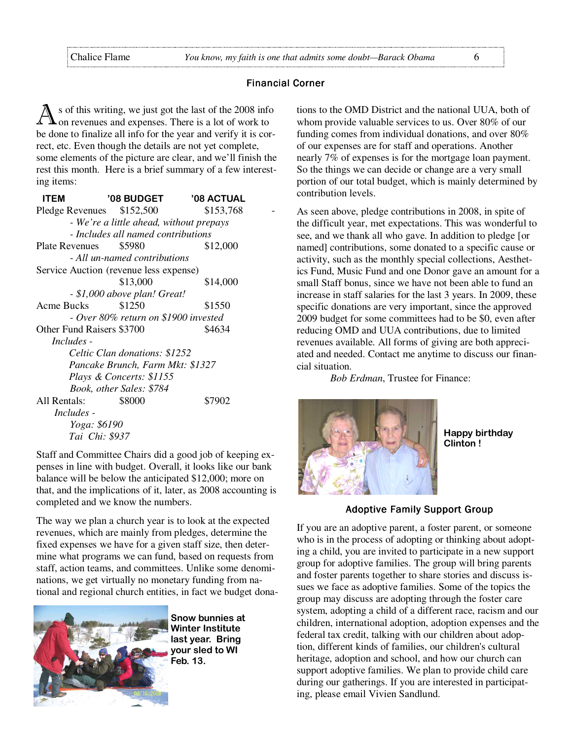## Financial Corner

As of this writing, we just got the last of the 2008 info on revenues and expenses. There is a lot of work to be done to finalize all info for the year and verify it is correct, etc. Even though the details are not yet complete, some elements of the picture are clear, and we'll finish the rest this month. Here is a brief summary of a few interesting items:

| ITEM | '08 BUDGET | '08 ACTUAL |
|---|---|---|
| Pledge Revenues | $152,500 | $153,768 |
| *- We're a little ahead, without prepays* | | |
| *- Includes all named contributions* | | |
| Plate Revenues | $5980 | $12,000 |
| *- All un-named contributions* | | |
| Service Auction (revenue less expense) | $13,000 | $14,000 |
| *- $1,000 above plan! Great!* | | |
| Acme Bucks | $1250 | $1550 |
| *- Over 80% return on $1900 invested* | | |
| Other Fund Raisers | $3700 | $4634 |
| *Includes -* | | |
| *Celtic Clan donations: $1252* | | |
| *Pancake Brunch, Farm Mkt: $1327* | | |
| *Plays & Concerts: $1155* | | |
| *Book, other Sales: $784* | | |
| All Rentals: | $8000 | $7902 |
| *Includes -* | | |
| *Yoga: $6190* | | |
| *Tai Chi: $937* | | |

Staff and Committee Chairs did a good job of keeping expenses in line with budget. Overall, it looks like our bank balance will be below the anticipated $12,000; more on that, and the implications of it, later, as 2008 accounting is completed and we know the numbers.

The way we plan a church year is to look at the expected revenues, which are mainly from pledges, determine the fixed expenses we have for a given staff size, then determine what programs we can fund, based on requests from staff, action teams, and committees. Unlike some denominations, we get virtually no monetary funding from national and regional church entities, in fact we budget donations to the OMD District and the national UUA, both of whom provide valuable services to us. Over 80% of our funding comes from individual donations, and over 80% of our expenses are for staff and operations. Another nearly 7% of expenses is for the mortgage loan payment. So the things we can decide or change are a very small portion of our total budget, which is mainly determined by contribution levels.

As seen above, pledge contributions in 2008, in spite of the difficult year, met expectations. This was wonderful to see, and we thank all who gave. In addition to pledge [or named] contributions, some donated to a specific cause or activity, such as the monthly special collections, Aesthetics Fund, Music Fund and one Donor gave an amount for a small Staff bonus, since we have not been able to fund an increase in staff salaries for the last 3 years. In 2009, these specific donations are very important, since the approved 2009 budget for some committees had to be $0, even after reducing OMD and UUA contributions, due to limited revenues available. All forms of giving are both appreciated and needed. Contact me anytime to discuss our financial situation.

*Bob Erdman*, Trustee for Finance:

**Snow bunnies at Winter Institute last year. Bring your sled to WI Feb. 13.**

**Happy birthday Clinton !**

## Adoptive Family Support Group

If you are an adoptive parent, a foster parent, or someone who is in the process of adopting or thinking about adopting a child, you are invited to participate in a new support group for adoptive families. The group will bring parents and foster parents together to share stories and discuss issues we face as adoptive families. Some of the topics the group may discuss are adopting through the foster care system, adopting a child of a different race, racism and our children, international adoption, adoption expenses and the federal tax credit, talking with our children about adoption, different kinds of families, our children's cultural heritage, adoption and school, and how our church can support adoptive families. We plan to provide child care during our gatherings. If you are interested in participating, please email Vivien Sandlund.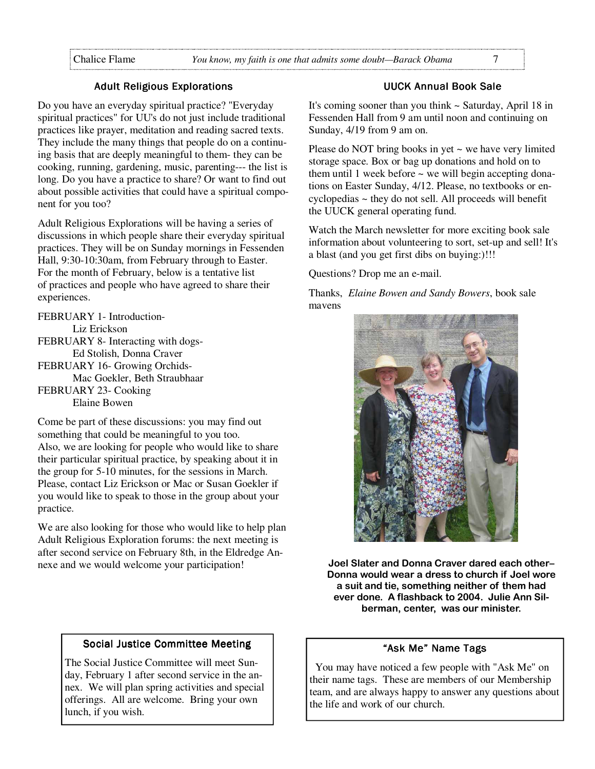## Adult Religious Explorations

Do you have an everyday spiritual practice? "Everyday spiritual practices" for UU's do not just include traditional practices like prayer, meditation and reading sacred texts. They include the many things that people do on a continuing basis that are deeply meaningful to them- they can be cooking, running, gardening, music, parenting--- the list is long. Do you have a practice to share? Or want to find out about possible activities that could have a spiritual component for you too?

Adult Religious Explorations will be having a series of discussions in which people share their everyday spiritual practices. They will be on Sunday mornings in Fessenden Hall, 9:30-10:30am, from February through to Easter. For the month of February, below is a tentative list of practices and people who have agreed to share their experiences.

FEBRUARY 1- Introduction-
Liz Erickson
FEBRUARY 8- Interacting with dogs-
Ed Stolish, Donna Craver
FEBRUARY 16- Growing Orchids-
Mac Goekler, Beth Straubhaar
FEBRUARY 23- Cooking
Elaine Bowen

Come be part of these discussions: you may find out something that could be meaningful to you too.
Also, we are looking for people who would like to share their particular spiritual practice, by speaking about it in the group for 5-10 minutes, for the sessions in March. Please, contact Liz Erickson or Mac or Susan Goekler if you would like to speak to those in the group about your practice.

We are also looking for those who would like to help plan Adult Religious Exploration forums: the next meeting is after second service on February 8th, in the Eldredge Annexe and we would welcome your participation!

## UUCK Annual Book Sale

It's coming sooner than you think ~ Saturday, April 18 in Fessenden Hall from 9 am until noon and continuing on Sunday, 4/19 from 9 am on.

Please do NOT bring books in yet ~ we have very limited storage space. Box or bag up donations and hold on to them until 1 week before ~ we will begin accepting donations on Easter Sunday, 4/12. Please, no textbooks or encyclopedias ~ they do not sell. All proceeds will benefit the UUCK general operating fund.

Watch the March newsletter for more exciting book sale information about volunteering to sort, set-up and sell! It's a blast (and you get first dibs on buying:)!!!

Questions? Drop me an e-mail.

Thanks, *Elaine Bowen and Sandy Bowers*, book sale mavens

**Joel Slater and Donna Craver dared each other– Donna would wear a dress to church if Joel wore a suit and tie, something neither of them had ever done. A flashback to 2004. Julie Ann Silberman, center, was our minister.**

## Social Justice Committee Meeting

The Social Justice Committee will meet Sunday, February 1 after second service in the annex. We will plan spring activities and special offerings. All are welcome. Bring your own lunch, if you wish.

## "Ask Me" Name Tags

You may have noticed a few people with "Ask Me" on their name tags. These are members of our Membership team, and are always happy to answer any questions about the life and work of our church.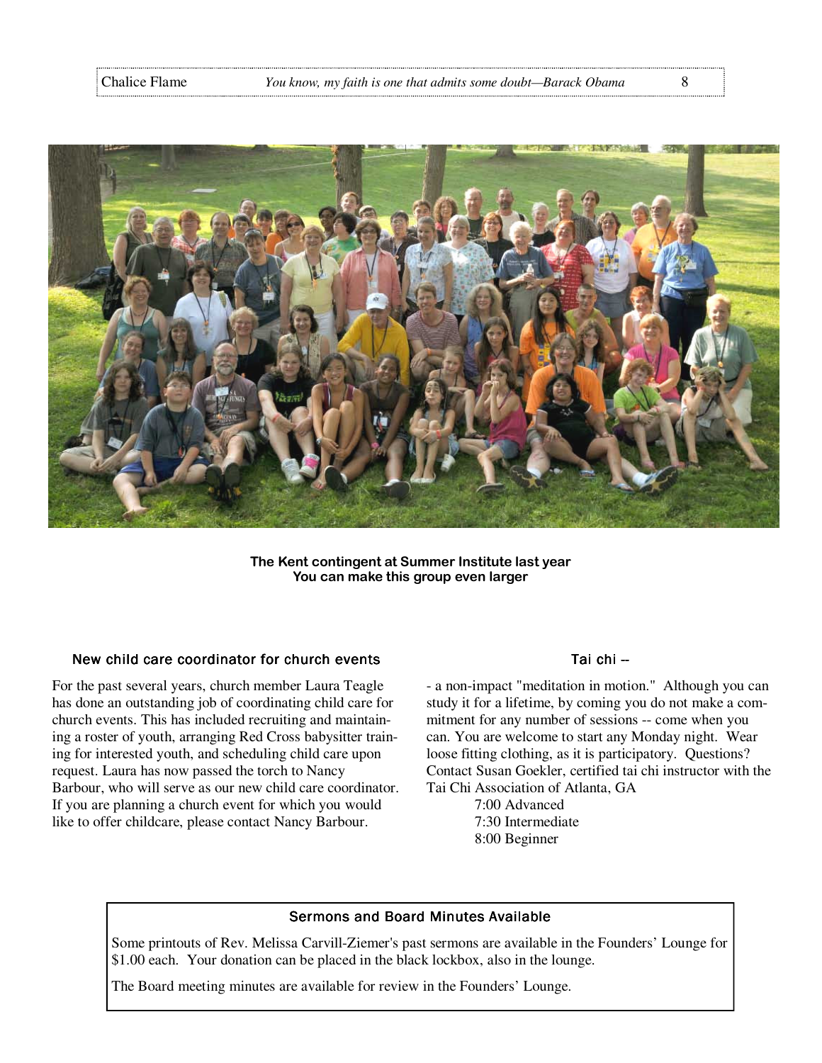**The Kent contingent at Summer Institute last year**
**You can make this group even larger**

### New child care coordinator for church events

For the past several years, church member Laura Teagle has done an outstanding job of coordinating child care for church events. This has included recruiting and maintaining a roster of youth, arranging Red Cross babysitter training for interested youth, and scheduling child care upon request. Laura has now passed the torch to Nancy Barbour, who will serve as our new child care coordinator. If you are planning a church event for which you would like to offer childcare, please contact Nancy Barbour.

### Tai chi --

- a non-impact "meditation in motion." Although you can study it for a lifetime, by coming you do not make a commitment for any number of sessions -- come when you can. You are welcome to start any Monday night. Wear loose fitting clothing, as it is participatory. Questions? Contact Susan Goekler, certified tai chi instructor with the Tai Chi Association of Atlanta, GA

7:00 Advanced
7:30 Intermediate
8:00 Beginner

### Sermons and Board Minutes Available

Some printouts of Rev. Melissa Carvill-Ziemer's past sermons are available in the Founders' Lounge for $1.00 each. Your donation can be placed in the black lockbox, also in the lounge.

The Board meeting minutes are available for review in the Founders' Lounge.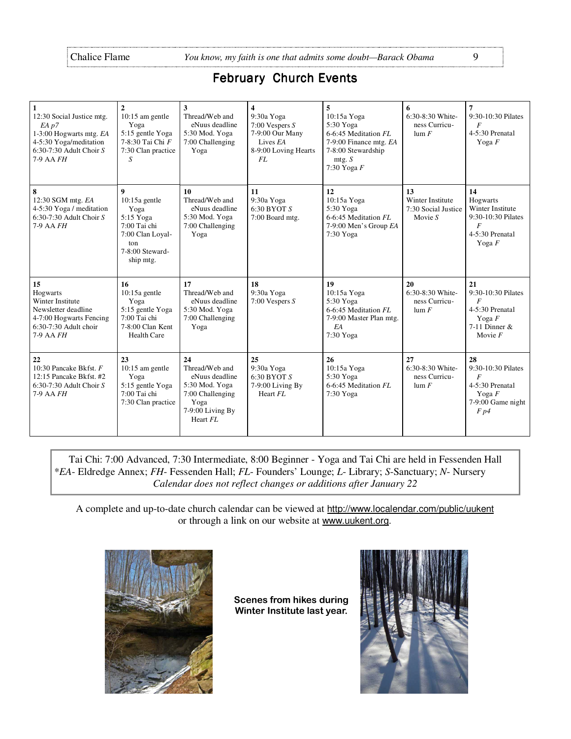# February Church Events

| 1 | 2 | 3 | 4 | 5 | 6 | 7 |
|---|---|---|---|---|---|---|
| 12:30 Social Justice mtg. *EA p7*<br>1-3:00 Hogwarts mtg. *EA*<br>4-5:30 Yoga/meditation<br>6:30-7:30 Adult Choir *S*<br>7-9 AA *FH* | 10:15 am gentle Yoga<br>5:15 gentle Yoga<br>7-8:30 Tai Chi *F*<br>7:30 Clan practice *S* | Thread/Web and eNuus deadline<br>5:30 Mod. Yoga<br>7:00 Challenging Yoga | 9:30a Yoga<br>7:00 Vespers *S*<br>7-9:00 Our Many Lives *EA*<br>8-9:00 Loving Hearts *FL* | 10:15a Yoga<br>5:30 Yoga<br>6-6:45 Meditation *FL*<br>7-9:00 Finance mtg. *EA*<br>7-8:00 Stewardship mtg. *S*<br>7:30 Yoga *F* | 6:30-8:30 Whiteness Curriculum *F* | 9:30-10:30 Pilates *F*<br>4-5:30 Prenatal Yoga *F* |
| **8**<br>12:30 SGM mtg. *EA*<br>4-5:30 Yoga / meditation<br>6:30-7:30 Adult Choir *S*<br>7-9 AA *FH* | **9**<br>10:15a gentle Yoga<br>5:15 Yoga<br>7:00 Tai chi<br>7:00 Clan Loyalton<br>7-8:00 Stewardship mtg. | **10**<br>Thread/Web and eNuus deadline<br>5:30 Mod. Yoga<br>7:00 Challenging Yoga | **11**<br>9:30a Yoga<br>6:30 BYOT *S*<br>7:00 Board mtg. | **12**<br>10:15a Yoga<br>5:30 Yoga<br>6-6:45 Meditation *FL*<br>7-9:00 Men's Group *EA*<br>7:30 Yoga | **13**<br>Winter Institute<br>7:30 Social Justice Movie *S* | **14**<br>Hogwarts Winter Institute<br>9:30-10:30 Pilates *F*<br>4-5:30 Prenatal Yoga *F* |
| **15**<br>Hogwarts Winter Institute<br>Newsletter deadline<br>4-7:00 Hogwarts Fencing<br>6:30-7:30 Adult choir<br>7-9 AA *FH* | **16**<br>10:15a gentle Yoga<br>5:15 gentle Yoga<br>7:00 Tai chi<br>7-8:00 Clan Kent Health Care | **17**<br>Thread/Web and eNuus deadline<br>5:30 Mod. Yoga<br>7:00 Challenging Yoga | **18**<br>9:30a Yoga<br>7:00 Vespers *S* | **19**<br>10:15a Yoga<br>5:30 Yoga<br>6-6:45 Meditation *FL*<br>7-9:00 Master Plan mtg. *EA*<br>7:30 Yoga | **20**<br>6:30-8:30 Whiteness Curriculum *F* | **21**<br>9:30-10:30 Pilates *F*<br>4-5:30 Prenatal Yoga *F*<br>7-11 Dinner & Movie *F* |
| **22**<br>10:30 Pancake Bkfst. *F*<br>12:15 Pancake Bkfst. #2<br>6:30-7:30 Adult Choir *S*<br>7-9 AA *FH* | **23**<br>10:15 am gentle Yoga<br>5:15 gentle Yoga<br>7:00 Tai chi<br>7:30 Clan practice | **24**<br>Thread/Web and eNuus deadline<br>5:30 Mod. Yoga<br>7:00 Challenging Yoga<br>7-9:00 Living By Heart *FL* | **25**<br>9:30a Yoga<br>6:30 BYOT *S*<br>7-9:00 Living By Heart *FL* | **26**<br>10:15a Yoga<br>5:30 Yoga<br>6-6:45 Meditation *FL*<br>7:30 Yoga | **27**<br>6:30-8:30 Whiteness Curriculum *F* | **28**<br>9:30-10:30 Pilates *F*<br>4-5:30 Prenatal Yoga *F*<br>7-9:00 Game night *F p4* |

Tai Chi: 7:00 Advanced, 7:30 Intermediate, 8:00 Beginner - Yoga and Tai Chi are held in Fessenden Hall
**EA*- Eldredge Annex; *FH*- Fessenden Hall; *FL*- Founders' Lounge; *L*- Library; *S*-Sanctuary; *N*- Nursery
*Calendar does not reflect changes or additions after January 22*

A complete and up-to-date church calendar can be viewed at http://www.localendar.com/public/uukent or through a link on our website at www.uukent.org.

**Scenes from hikes during Winter Institute last year.**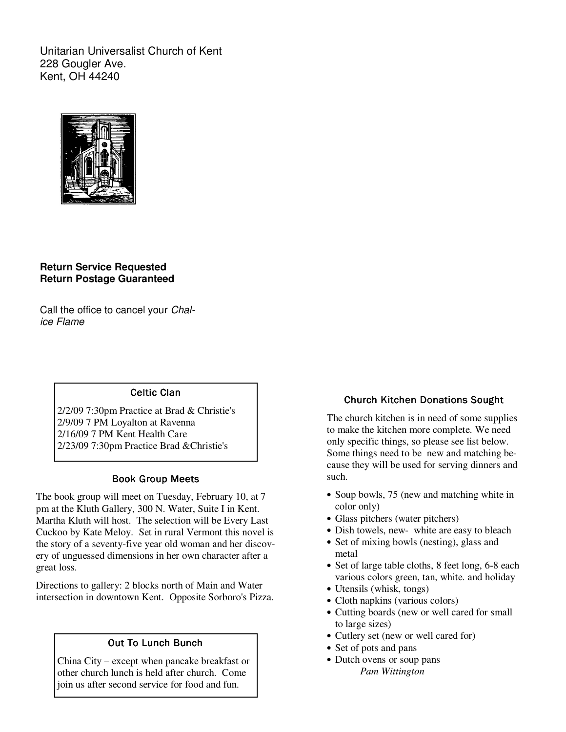Unitarian Universalist Church of Kent
228 Gougler Ave.
Kent, OH 44240

**Return Service Requested**
**Return Postage Guaranteed**

Call the office to cancel your *Chalice Flame*

### Celtic Clan

2/2/09 7:30pm Practice at Brad & Christie's
2/9/09 7 PM Loyalton at Ravenna
2/16/09 7 PM Kent Health Care
2/23/09 7:30pm Practice Brad &Christie's

### Book Group Meets

The book group will meet on Tuesday, February 10, at 7 pm at the Kluth Gallery, 300 N. Water, Suite I in Kent. Martha Kluth will host. The selection will be Every Last Cuckoo by Kate Meloy. Set in rural Vermont this novel is the story of a seventy-five year old woman and her discovery of unguessed dimensions in her own character after a great loss.

Directions to gallery: 2 blocks north of Main and Water intersection in downtown Kent. Opposite Sorboro's Pizza.

### Out To Lunch Bunch

China City – except when pancake breakfast or other church lunch is held after church. Come join us after second service for food and fun.

### Church Kitchen Donations Sought

The church kitchen is in need of some supplies to make the kitchen more complete. We need only specific things, so please see list below. Some things need to be new and matching because they will be used for serving dinners and such.

- Soup bowls, 75 (new and matching white in color only)
- Glass pitchers (water pitchers)
- Dish towels, new- white are easy to bleach
- Set of mixing bowls (nesting), glass and metal
- Set of large table cloths, 8 feet long, 6-8 each various colors green, tan, white. and holiday
- Utensils (whisk, tongs)
- Cloth napkins (various colors)
- Cutting boards (new or well cared for small to large sizes)
- Cutlery set (new or well cared for)
- Set of pots and pans
- Dutch ovens or soup pans

*Pam Wittington*